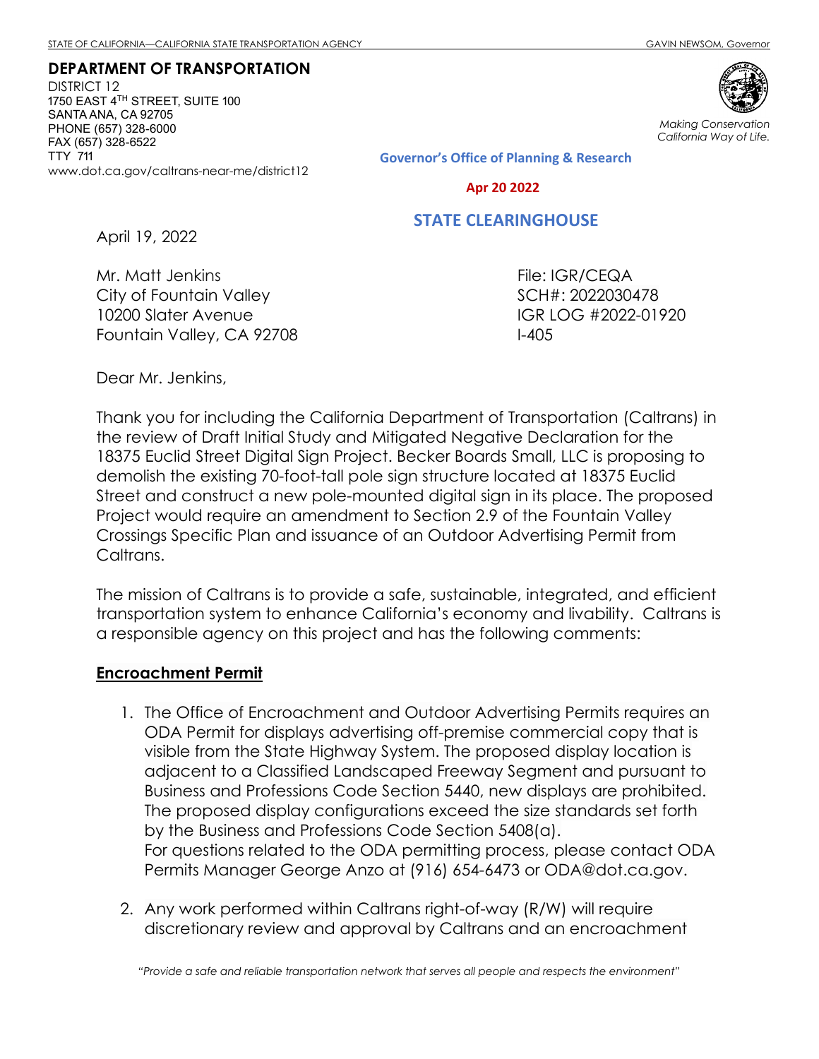STATE OF CALIFORNIA—CALIFORNIA STATE TRANSPORTATION AGENCY GAVIN NEWSOM, Governor

**DEPARTMENT OF TRANSPORTATION**
DISTRICT 12
1750 EAST 4TH STREET, SUITE 100
SANTA ANA, CA 92705
PHONE (657) 328-6000
FAX (657) 328-6522
TTY 711
www.dot.ca.gov/caltrans-near-me/district12

*Making Conservation California Way of Life.*

**Governor's Office of Planning & Research**

**Apr 20 2022**

**STATE CLEARINGHOUSE**

April 19, 2022

Mr. Matt Jenkins
City of Fountain Valley
10200 Slater Avenue
Fountain Valley, CA 92708

File: IGR/CEQA
SCH#: 2022030478
IGR LOG #2022-01920
I-405

Dear Mr. Jenkins,

Thank you for including the California Department of Transportation (Caltrans) in the review of Draft Initial Study and Mitigated Negative Declaration for the 18375 Euclid Street Digital Sign Project. Becker Boards Small, LLC is proposing to demolish the existing 70-foot-tall pole sign structure located at 18375 Euclid Street and construct a new pole-mounted digital sign in its place. The proposed Project would require an amendment to Section 2.9 of the Fountain Valley Crossings Specific Plan and issuance of an Outdoor Advertising Permit from Caltrans.

The mission of Caltrans is to provide a safe, sustainable, integrated, and efficient transportation system to enhance California's economy and livability. Caltrans is a responsible agency on this project and has the following comments:

**Encroachment Permit**

1. The Office of Encroachment and Outdoor Advertising Permits requires an ODA Permit for displays advertising off-premise commercial copy that is visible from the State Highway System. The proposed display location is adjacent to a Classified Landscaped Freeway Segment and pursuant to Business and Professions Code Section 5440, new displays are prohibited. The proposed display configurations exceed the size standards set forth by the Business and Professions Code Section 5408(a).
   For questions related to the ODA permitting process, please contact ODA Permits Manager George Anzo at (916) 654-6473 or ODA@dot.ca.gov.

2. Any work performed within Caltrans right-of-way (R/W) will require discretionary review and approval by Caltrans and an encroachment

*"Provide a safe and reliable transportation network that serves all people and respects the environment"*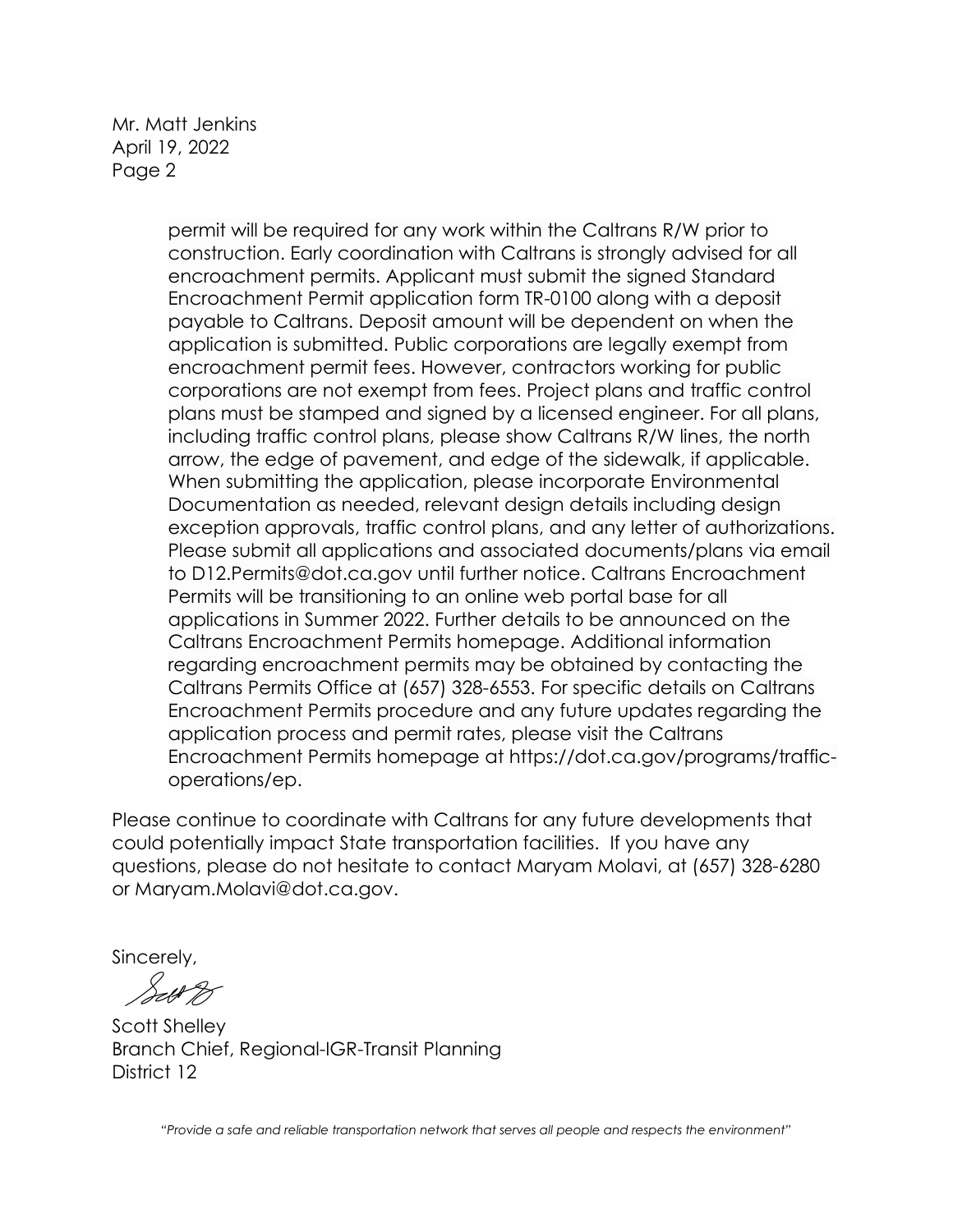Mr. Matt Jenkins
April 19, 2022

permit will be required for any work within the Caltrans R/W prior to construction. Early coordination with Caltrans is strongly advised for all encroachment permits. Applicant must submit the signed Standard Encroachment Permit application form TR-0100 along with a deposit payable to Caltrans. Deposit amount will be dependent on when the application is submitted. Public corporations are legally exempt from encroachment permit fees. However, contractors working for public corporations are not exempt from fees. Project plans and traffic control plans must be stamped and signed by a licensed engineer. For all plans, including traffic control plans, please show Caltrans R/W lines, the north arrow, the edge of pavement, and edge of the sidewalk, if applicable. When submitting the application, please incorporate Environmental Documentation as needed, relevant design details including design exception approvals, traffic control plans, and any letter of authorizations. Please submit all applications and associated documents/plans via email to D12.Permits@dot.ca.gov until further notice. Caltrans Encroachment Permits will be transitioning to an online web portal base for all applications in Summer 2022. Further details to be announced on the Caltrans Encroachment Permits homepage. Additional information regarding encroachment permits may be obtained by contacting the Caltrans Permits Office at (657) 328-6553. For specific details on Caltrans Encroachment Permits procedure and any future updates regarding the application process and permit rates, please visit the Caltrans Encroachment Permits homepage at https://dot.ca.gov/programs/traffic-operations/ep.

Please continue to coordinate with Caltrans for any future developments that could potentially impact State transportation facilities. If you have any questions, please do not hesitate to contact Maryam Molavi, at (657) 328-6280 or Maryam.Molavi@dot.ca.gov.

Sincerely,

Scott Shelley
Branch Chief, Regional-IGR-Transit Planning
District 12

*"Provide a safe and reliable transportation network that serves all people and respects the environment"*